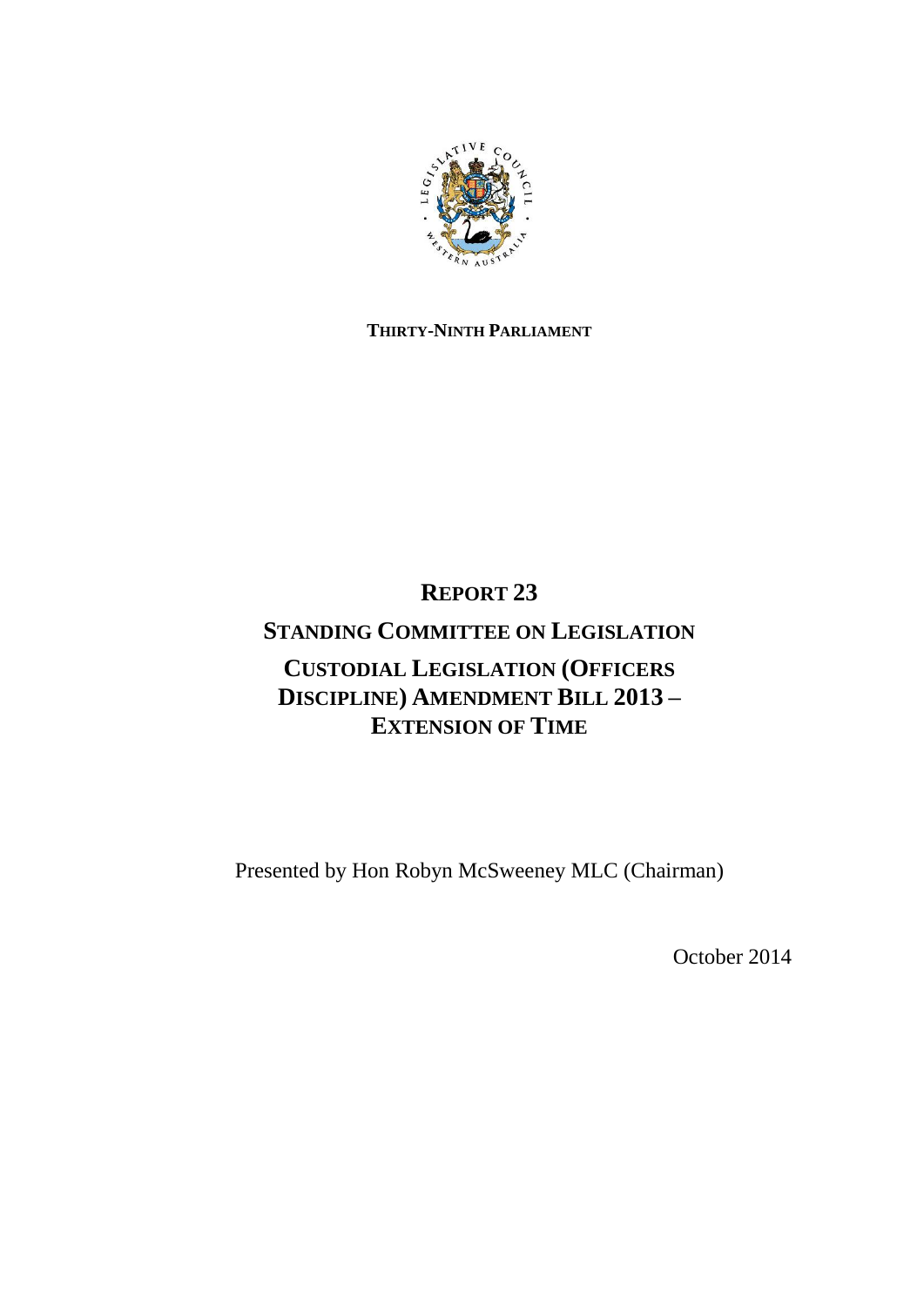**THIRTY-NINTH PARLIAMENT**

# REPORT 23

## STANDING COMMITTEE ON LEGISLATION

## CUSTODIAL LEGISLATION (OFFICERS DISCIPLINE) AMENDMENT BILL 2013 – EXTENSION OF TIME

Presented by Hon Robyn McSweeney MLC (Chairman)

October 2014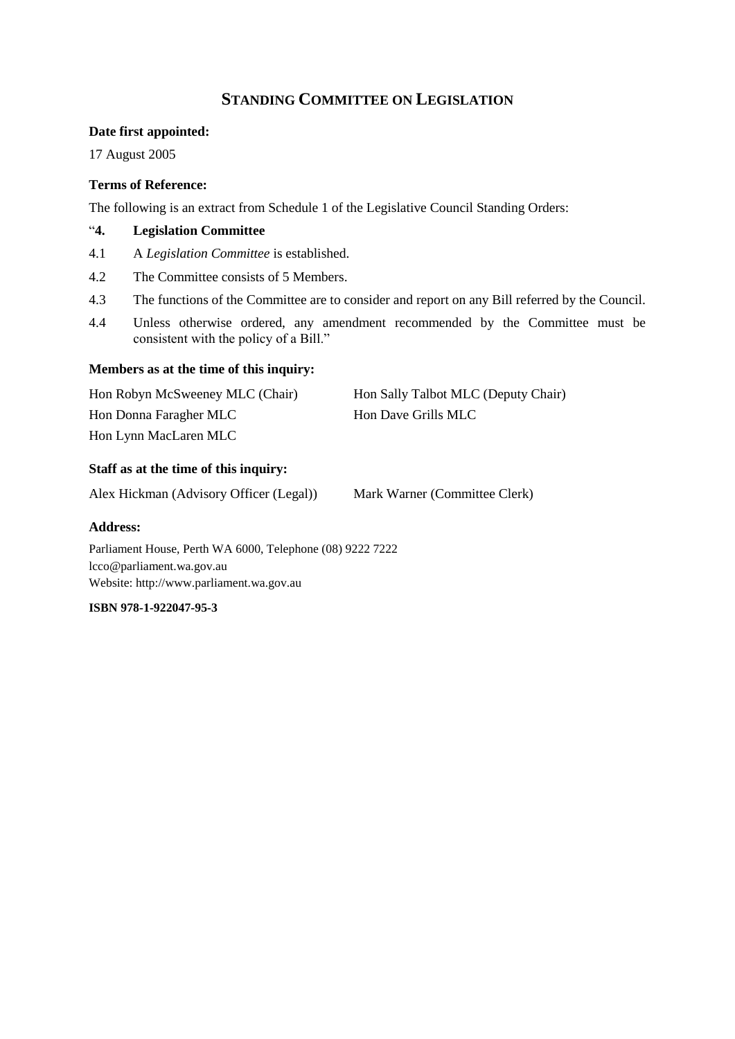# STANDING COMMITTEE ON LEGISLATION

**Date first appointed:**

17 August 2005

**Terms of Reference:**

The following is an extract from Schedule 1 of the Legislative Council Standing Orders:

"**4. Legislation Committee**

4.1 A *Legislation Committee* is established.

4.2 The Committee consists of 5 Members.

4.3 The functions of the Committee are to consider and report on any Bill referred by the Council.

4.4 Unless otherwise ordered, any amendment recommended by the Committee must be consistent with the policy of a Bill."

**Members as at the time of this inquiry:**

Hon Robyn McSweeney MLC (Chair)

Hon Sally Talbot MLC (Deputy Chair)

Hon Donna Faragher MLC

Hon Dave Grills MLC

Hon Lynn MacLaren MLC

**Staff as at the time of this inquiry:**

Alex Hickman (Advisory Officer (Legal))

Mark Warner (Committee Clerk)

**Address:**

Parliament House, Perth WA 6000, Telephone (08) 9222 7222
lcco@parliament.wa.gov.au
Website: http://www.parliament.wa.gov.au

**ISBN 978-1-922047-95-3**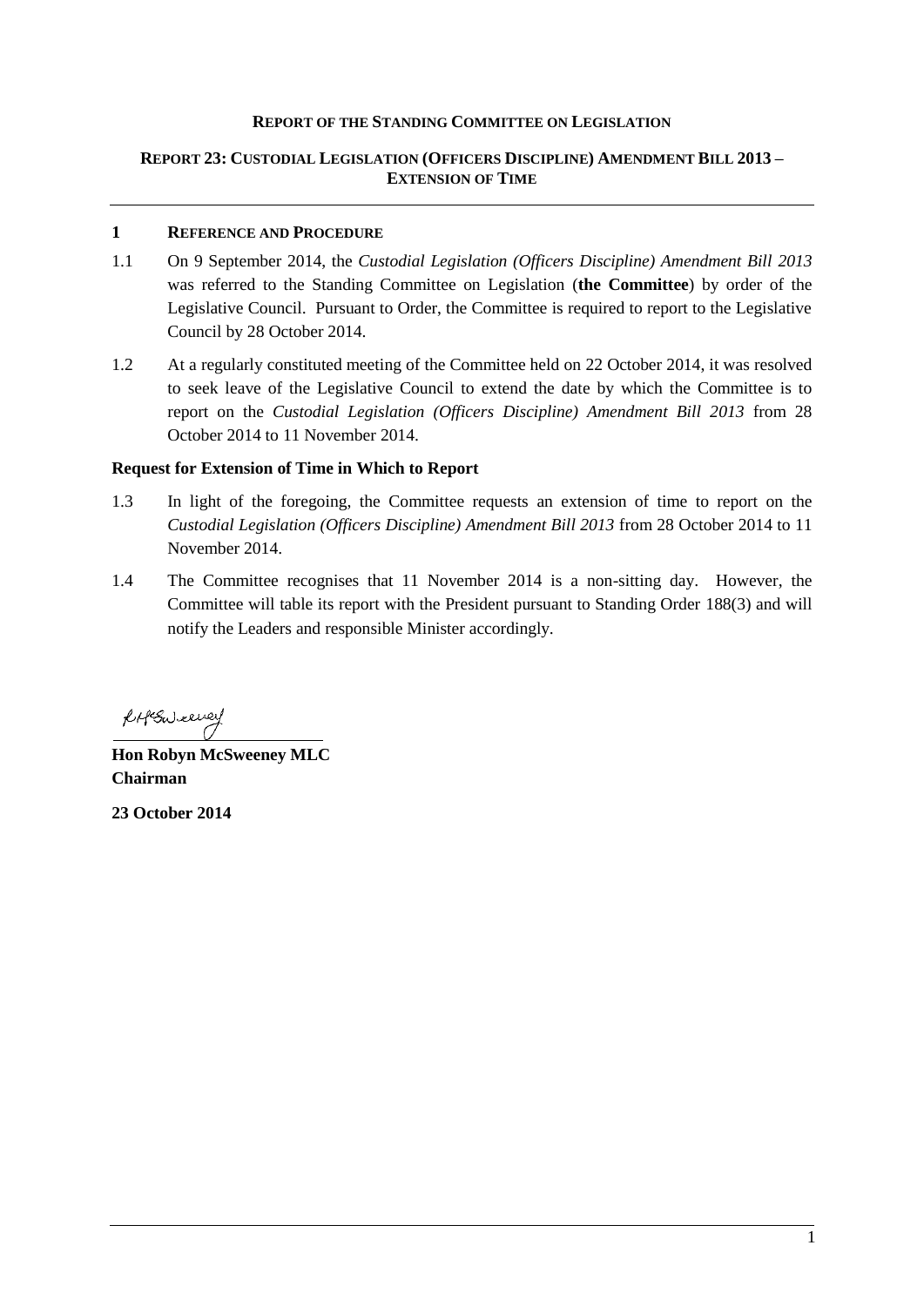**REPORT OF THE STANDING COMMITTEE ON LEGISLATION**

**REPORT 23: CUSTODIAL LEGISLATION (OFFICERS DISCIPLINE) AMENDMENT BILL 2013 – EXTENSION OF TIME**

## 1 REFERENCE AND PROCEDURE

1.1 On 9 September 2014, the *Custodial Legislation (Officers Discipline) Amendment Bill 2013* was referred to the Standing Committee on Legislation (**the Committee**) by order of the Legislative Council. Pursuant to Order, the Committee is required to report to the Legislative Council by 28 October 2014.

1.2 At a regularly constituted meeting of the Committee held on 22 October 2014, it was resolved to seek leave of the Legislative Council to extend the date by which the Committee is to report on the *Custodial Legislation (Officers Discipline) Amendment Bill 2013* from 28 October 2014 to 11 November 2014.

### Request for Extension of Time in Which to Report

1.3 In light of the foregoing, the Committee requests an extension of time to report on the *Custodial Legislation (Officers Discipline) Amendment Bill 2013* from 28 October 2014 to 11 November 2014.

1.4 The Committee recognises that 11 November 2014 is a non-sitting day. However, the Committee will table its report with the President pursuant to Standing Order 188(3) and will notify the Leaders and responsible Minister accordingly.

**Hon Robyn McSweeney MLC**
**Chairman**

**23 October 2014**